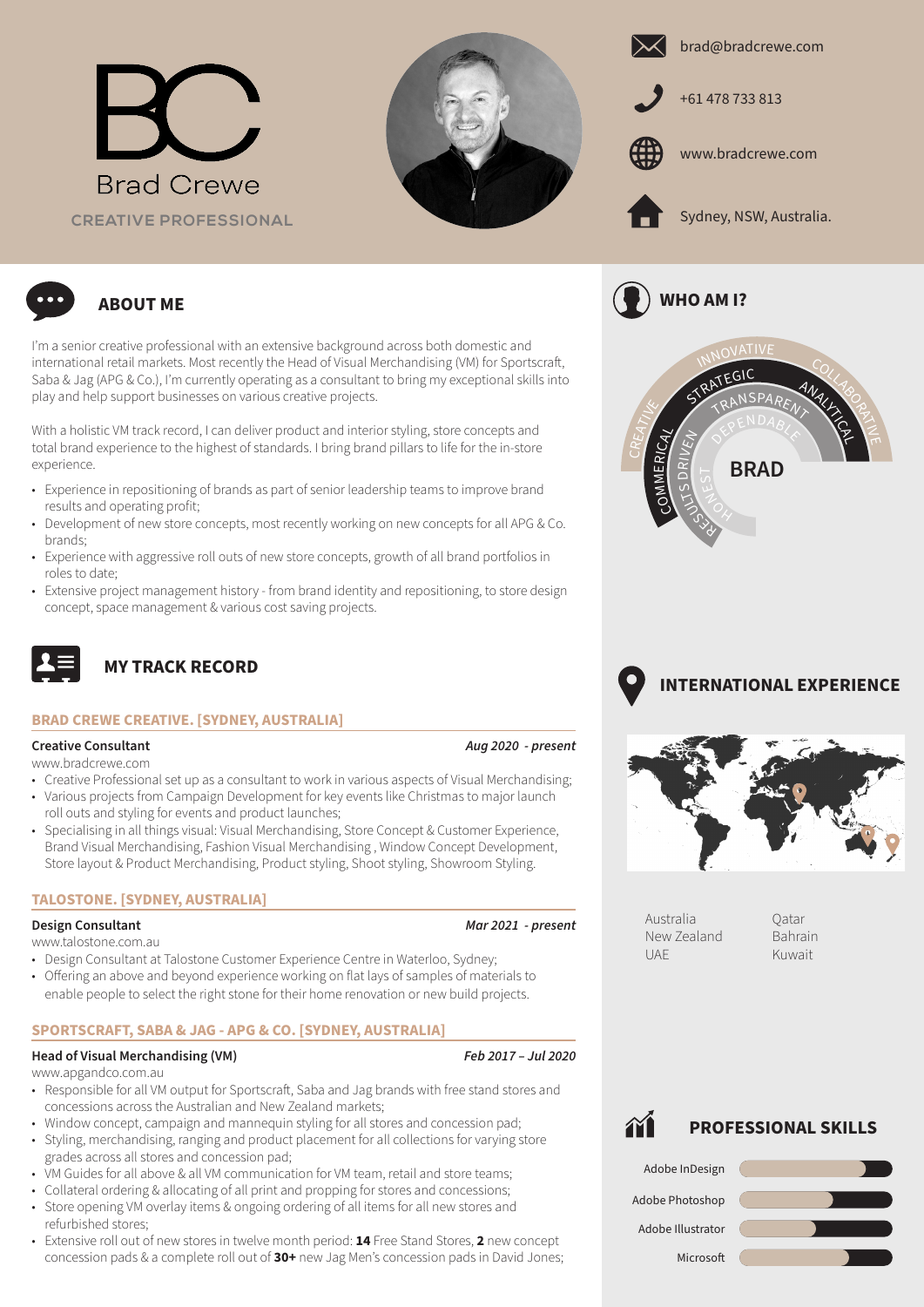# BC

Brad Crewe

CREATIVE PROFESSIONAL

brad@bradcrewe.com

+61 478 733 813

www.bradcrewe.com

Sydney, NSW, Australia.

## ABOUT ME

I'm a senior creative professional with an extensive background across both domestic and international retail markets. Most recently the Head of Visual Merchandising (VM) for Sportscraft, Saba & Jag (APG & Co.), I'm currently operating as a consultant to bring my exceptional skills into play and help support businesses on various creative projects.

With a holistic VM track record, I can deliver product and interior styling, store concepts and total brand experience to the highest of standards. I bring brand pillars to life for the in-store experience.

- Experience in repositioning of brands as part of senior leadership teams to improve brand results and operating profit;
- Development of new store concepts, most recently working on new concepts for all APG & Co. brands;
- Experience with aggressive roll outs of new store concepts, growth of all brand portfolios in roles to date;
- Extensive project management history - from brand identity and repositioning, to store design concept, space management & various cost saving projects.

## MY TRACK RECORD

### BRAD CREWE CREATIVE. [SYDNEY, AUSTRALIA]

**Creative Consultant** *Aug 2020 - present*

www.bradcrewe.com

- Creative Professional set up as a consultant to work in various aspects of Visual Merchandising;
- Various projects from Campaign Development for key events like Christmas to major launch roll outs and styling for events and product launches;
- Specialising in all things visual: Visual Merchandising, Store Concept & Customer Experience, Brand Visual Merchandising, Fashion Visual Merchandising , Window Concept Development, Store layout & Product Merchandising, Product styling, Shoot styling, Showroom Styling.

### TALOSTONE. [SYDNEY, AUSTRALIA]

**Design Consultant** *Mar 2021 - present*

www.talostone.com.au

- Design Consultant at Talostone Customer Experience Centre in Waterloo, Sydney;
- Offering an above and beyond experience working on flat lays of samples of materials to enable people to select the right stone for their home renovation or new build projects.

### SPORTSCRAFT, SABA & JAG - APG & CO. [SYDNEY, AUSTRALIA]

**Head of Visual Merchandising (VM)** *Feb 2017 – Jul 2020*

www.apgandco.com.au

- Responsible for all VM output for Sportscraft, Saba and Jag brands with free stand stores and concessions across the Australian and New Zealand markets;
- Window concept, campaign and mannequin styling for all stores and concession pad;
- Styling, merchandising, ranging and product placement for all collections for varying store grades across all stores and concession pad;
- VM Guides for all above & all VM communication for VM team, retail and store teams;
- Collateral ordering & allocating of all print and propping for stores and concessions;
- Store opening VM overlay items & ongoing ordering of all items for all new stores and refurbished stores;
- Extensive roll out of new stores in twelve month period: **14** Free Stand Stores, **2** new concept concession pads & a complete roll out of **30+** new Jag Men's concession pads in David Jones;

## WHO AM I?

INNOVATIVE, COLLABORATIVE, CREATIVE, STRATEGIC, ANALYTICAL, COMMERICAL, TRANSPARENT, RESULTS DRIVEN, DEPENDABLE, HONEST

**BRAD**

## INTERNATIONAL EXPERIENCE

| | |
|---|---|
| Australia | Qatar |
| New Zealand | Bahrain |
| UAE | Kuwait |

## PROFESSIONAL SKILLS

- Adobe InDesign
- Adobe Photoshop
- Adobe Illustrator
- Microsoft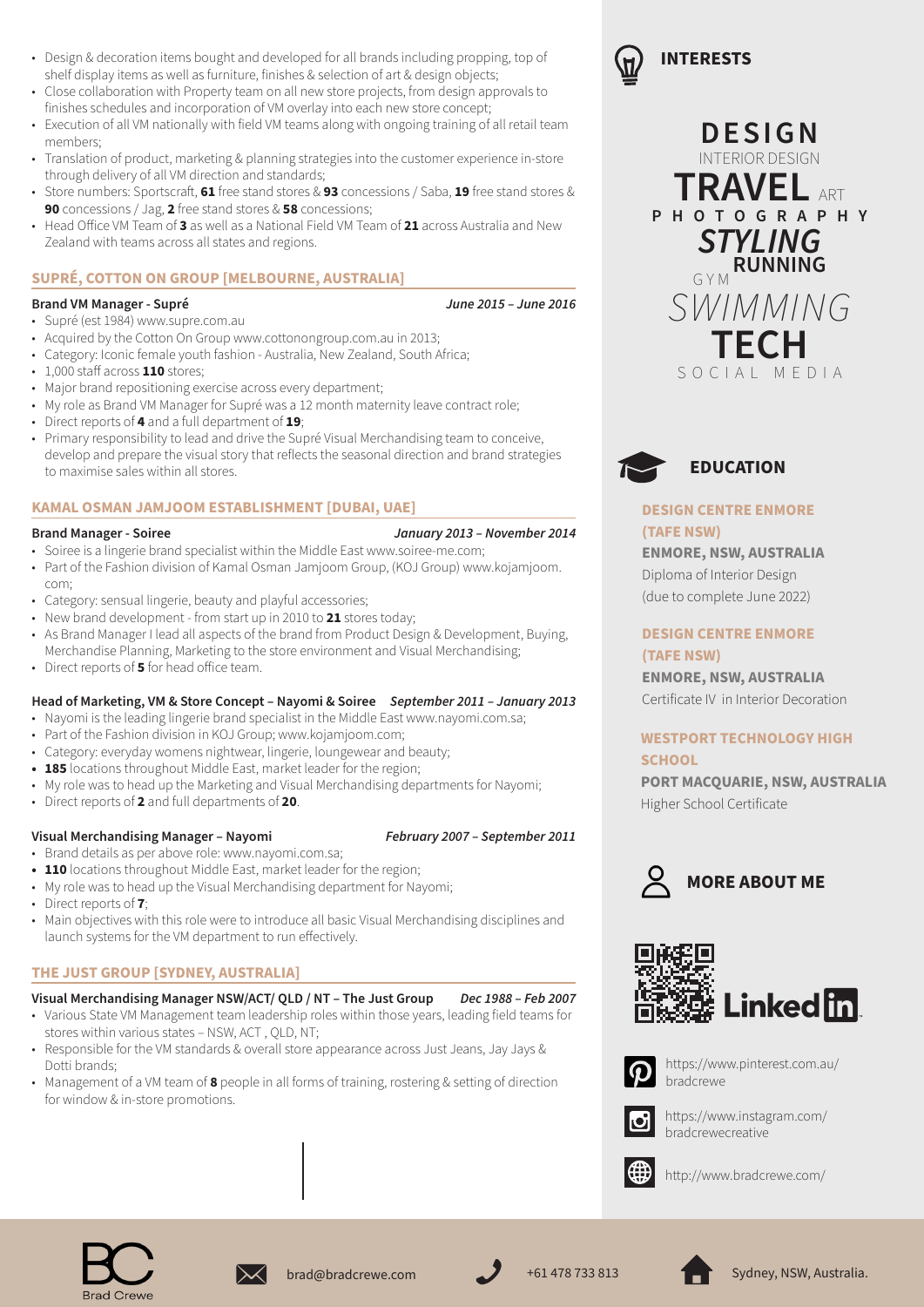- Design & decoration items bought and developed for all brands including propping, top of shelf display items as well as furniture, finishes & selection of art & design objects;
- Close collaboration with Property team on all new store projects, from design approvals to finishes schedules and incorporation of VM overlay into each new store concept;
- Execution of all VM nationally with field VM teams along with ongoing training of all retail team members;
- Translation of product, marketing & planning strategies into the customer experience in-store through delivery of all VM direction and standards;
- Store numbers: Sportscraft, **61** free stand stores & **93** concessions / Saba, **19** free stand stores & **90** concessions / Jag, **2** free stand stores & **58** concessions;
- Head Office VM Team of **3** as well as a National Field VM Team of **21** across Australia and New Zealand with teams across all states and regions.

## SUPRÉ, COTTON ON GROUP [MELBOURNE, AUSTRALIA]

**Brand VM Manager - Supré** — ***June 2015 – June 2016***

- Supré (est 1984) www.supre.com.au
- Acquired by the Cotton On Group www.cottonongroup.com.au in 2013;
- Category: Iconic female youth fashion - Australia, New Zealand, South Africa;
- 1,000 staff across **110** stores;
- Major brand repositioning exercise across every department;
- My role as Brand VM Manager for Supré was a 12 month maternity leave contract role;
- Direct reports of **4** and a full department of **19**;
- Primary responsibility to lead and drive the Supré Visual Merchandising team to conceive, develop and prepare the visual story that reflects the seasonal direction and brand strategies to maximise sales within all stores.

## KAMAL OSMAN JAMJOOM ESTABLISHMENT [DUBAI, UAE]

**Brand Manager - Soiree** — ***January 2013 – November 2014***

- Soiree is a lingerie brand specialist within the Middle East www.soiree-me.com;
- Part of the Fashion division of Kamal Osman Jamjoom Group, (KOJ Group) www.kojamjoom.com;
- Category: sensual lingerie, beauty and playful accessories;
- New brand development - from start up in 2010 to **21** stores today;
- As Brand Manager I lead all aspects of the brand from Product Design & Development, Buying, Merchandise Planning, Marketing to the store environment and Visual Merchandising;
- Direct reports of **5** for head office team.

**Head of Marketing, VM & Store Concept – Nayomi & Soiree** — ***September 2011 – January 2013***

- Nayomi is the leading lingerie brand specialist in the Middle East www.nayomi.com.sa;
- Part of the Fashion division in KOJ Group; www.kojamjoom.com;
- Category: everyday womens nightwear, lingerie, loungewear and beauty;
- **185** locations throughout Middle East, market leader for the region;
- My role was to head up the Marketing and Visual Merchandising departments for Nayomi;
- Direct reports of **2** and full departments of **20**.

**Visual Merchandising Manager – Nayomi** — ***February 2007 – September 2011***

- Brand details as per above role: www.nayomi.com.sa;
- **110** locations throughout Middle East, market leader for the region;
- My role was to head up the Visual Merchandising department for Nayomi;
- Direct reports of **7**;
- Main objectives with this role were to introduce all basic Visual Merchandising disciplines and launch systems for the VM department to run effectively.

## THE JUST GROUP [SYDNEY, AUSTRALIA]

**Visual Merchandising Manager NSW/ACT/ QLD / NT – The Just Group** — ***Dec 1988 – Feb 2007***

- Various State VM Management team leadership roles within those years, leading field teams for stores within various states – NSW, ACT , QLD, NT;
- Responsible for the VM standards & overall store appearance across Just Jeans, Jay Jays & Dotti brands;
- Management of a VM team of **8** people in all forms of training, rostering & setting of direction for window & in-store promotions.

## INTERESTS

DESIGN
INTERIOR DESIGN
TRAVEL
ART
PHOTOGRAPHY
STYLING
RUNNING
GYM
SWIMMING
TECH
SOCIAL MEDIA

## EDUCATION

**DESIGN CENTRE ENMORE (TAFE NSW)**
**ENMORE, NSW, AUSTRALIA**
Diploma of Interior Design
(due to complete June 2022)

**DESIGN CENTRE ENMORE (TAFE NSW)**
**ENMORE, NSW, AUSTRALIA**
Certificate IV in Interior Decoration

**WESTPORT TECHNOLOGY HIGH SCHOOL**
**PORT MACQUARIE, NSW, AUSTRALIA**
Higher School Certificate

## MORE ABOUT ME

LinkedIn

https://www.pinterest.com.au/bradcrewe

https://www.instagram.com/bradcrewecreative

http://www.bradcrewe.com/

BC Brad Crewe

brad@bradcrewe.com

+61 478 733 813

Sydney, NSW, Australia.